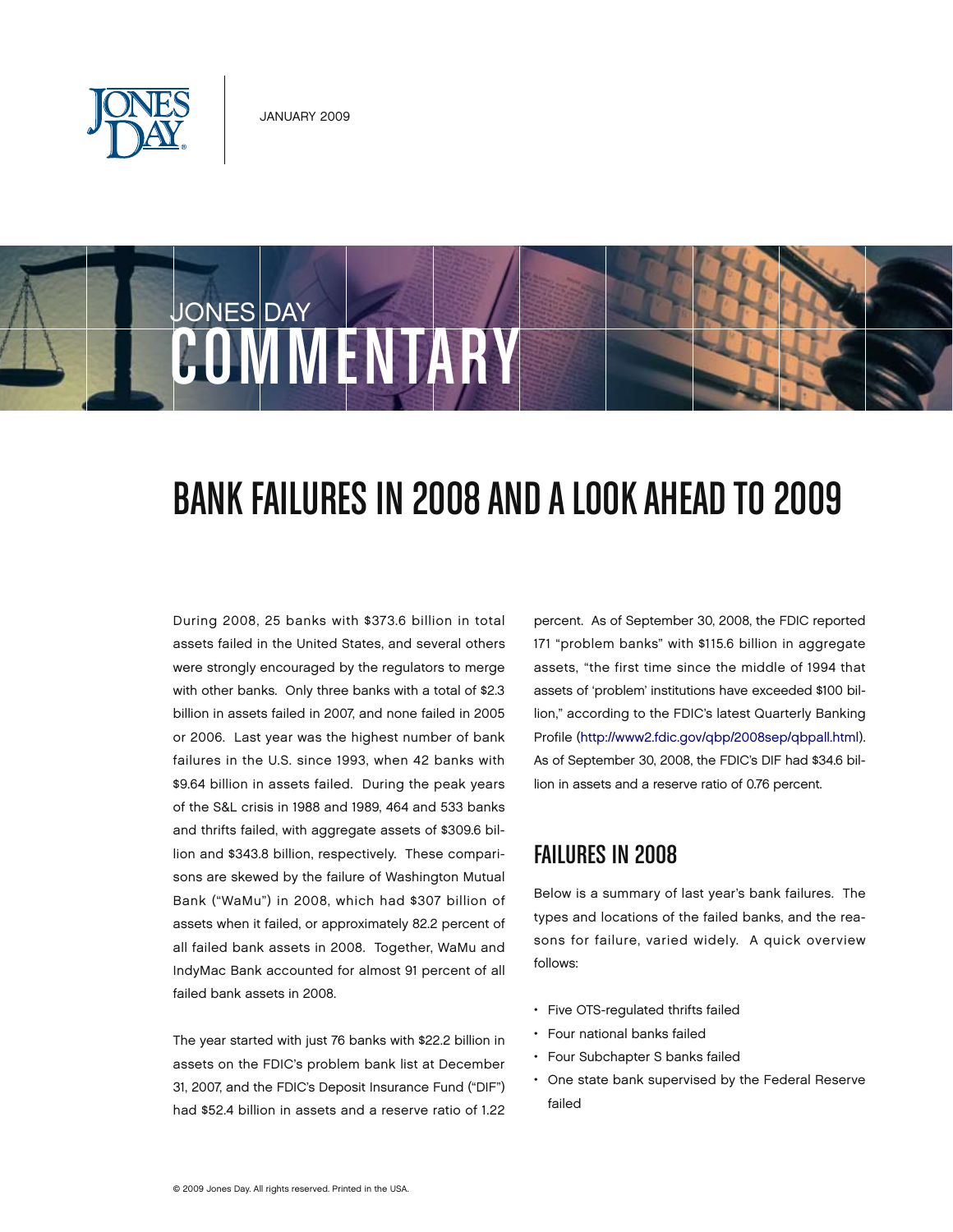JANUARY 2009

JONES DAY COMMENTARY

# BANK FAILURES IN 2008 AND A LOOK AHEAD TO 2009

During 2008, 25 banks with $373.6 billion in total assets failed in the United States, and several others were strongly encouraged by the regulators to merge with other banks. Only three banks with a total of $2.3 billion in assets failed in 2007, and none failed in 2005 or 2006. Last year was the highest number of bank failures in the U.S. since 1993, when 42 banks with $9.64 billion in assets failed. During the peak years of the S&L crisis in 1988 and 1989, 464 and 533 banks and thrifts failed, with aggregate assets of $309.6 billion and $343.8 billion, respectively. These comparisons are skewed by the failure of Washington Mutual Bank ("WaMu") in 2008, which had $307 billion of assets when it failed, or approximately 82.2 percent of all failed bank assets in 2008. Together, WaMu and IndyMac Bank accounted for almost 91 percent of all failed bank assets in 2008.

The year started with just 76 banks with $22.2 billion in assets on the FDIC's problem bank list at December 31, 2007, and the FDIC's Deposit Insurance Fund ("DIF") had $52.4 billion in assets and a reserve ratio of 1.22 percent. As of September 30, 2008, the FDIC reported 171 "problem banks" with $115.6 billion in aggregate assets, "the first time since the middle of 1994 that assets of 'problem' institutions have exceeded $100 billion," according to the FDIC's latest Quarterly Banking Profile (http://www2.fdic.gov/qbp/2008sep/qbpall.html). As of September 30, 2008, the FDIC's DIF had $34.6 billion in assets and a reserve ratio of 0.76 percent.

## FAILURES IN 2008

Below is a summary of last year's bank failures. The types and locations of the failed banks, and the reasons for failure, varied widely. A quick overview follows:

- Five OTS-regulated thrifts failed
- Four national banks failed
- Four Subchapter S banks failed
- One state bank supervised by the Federal Reserve failed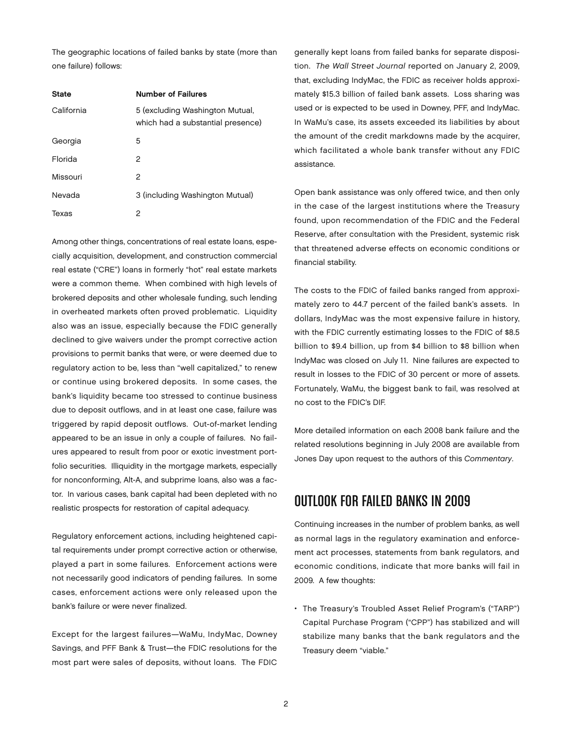The geographic locations of failed banks by state (more than one failure) follows:

| State | Number of Failures |
|---|---|
| California | 5 (excluding Washington Mutual, which had a substantial presence) |
| Georgia | 5 |
| Florida | 2 |
| Missouri | 2 |
| Nevada | 3 (including Washington Mutual) |
| Texas | 2 |

Among other things, concentrations of real estate loans, especially acquisition, development, and construction commercial real estate ("CRE") loans in formerly "hot" real estate markets were a common theme. When combined with high levels of brokered deposits and other wholesale funding, such lending in overheated markets often proved problematic. Liquidity also was an issue, especially because the FDIC generally declined to give waivers under the prompt corrective action provisions to permit banks that were, or were deemed due to regulatory action to be, less than "well capitalized," to renew or continue using brokered deposits. In some cases, the bank's liquidity became too stressed to continue business due to deposit outflows, and in at least one case, failure was triggered by rapid deposit outflows. Out-of-market lending appeared to be an issue in only a couple of failures. No failures appeared to result from poor or exotic investment portfolio securities. Illiquidity in the mortgage markets, especially for nonconforming, Alt-A, and subprime loans, also was a factor. In various cases, bank capital had been depleted with no realistic prospects for restoration of capital adequacy.

Regulatory enforcement actions, including heightened capital requirements under prompt corrective action or otherwise, played a part in some failures. Enforcement actions were not necessarily good indicators of pending failures. In some cases, enforcement actions were only released upon the bank's failure or were never finalized.

Except for the largest failures—WaMu, IndyMac, Downey Savings, and PFF Bank & Trust—the FDIC resolutions for the most part were sales of deposits, without loans. The FDIC generally kept loans from failed banks for separate disposition. *The Wall Street Journal* reported on January 2, 2009, that, excluding IndyMac, the FDIC as receiver holds approximately $15.3 billion of failed bank assets. Loss sharing was used or is expected to be used in Downey, PFF, and IndyMac. In WaMu's case, its assets exceeded its liabilities by about the amount of the credit markdowns made by the acquirer, which facilitated a whole bank transfer without any FDIC assistance.

Open bank assistance was only offered twice, and then only in the case of the largest institutions where the Treasury found, upon recommendation of the FDIC and the Federal Reserve, after consultation with the President, systemic risk that threatened adverse effects on economic conditions or financial stability.

The costs to the FDIC of failed banks ranged from approximately zero to 44.7 percent of the failed bank's assets. In dollars, IndyMac was the most expensive failure in history, with the FDIC currently estimating losses to the FDIC of $8.5 billion to $9.4 billion, up from $4 billion to $8 billion when IndyMac was closed on July 11. Nine failures are expected to result in losses to the FDIC of 30 percent or more of assets. Fortunately, WaMu, the biggest bank to fail, was resolved at no cost to the FDIC's DIF.

More detailed information on each 2008 bank failure and the related resolutions beginning in July 2008 are available from Jones Day upon request to the authors of this *Commentary*.

## OUTLOOK FOR FAILED BANKS IN 2009

Continuing increases in the number of problem banks, as well as normal lags in the regulatory examination and enforcement act processes, statements from bank regulators, and economic conditions, indicate that more banks will fail in 2009. A few thoughts:

- The Treasury's Troubled Asset Relief Program's ("TARP") Capital Purchase Program ("CPP") has stabilized and will stabilize many banks that the bank regulators and the Treasury deem "viable."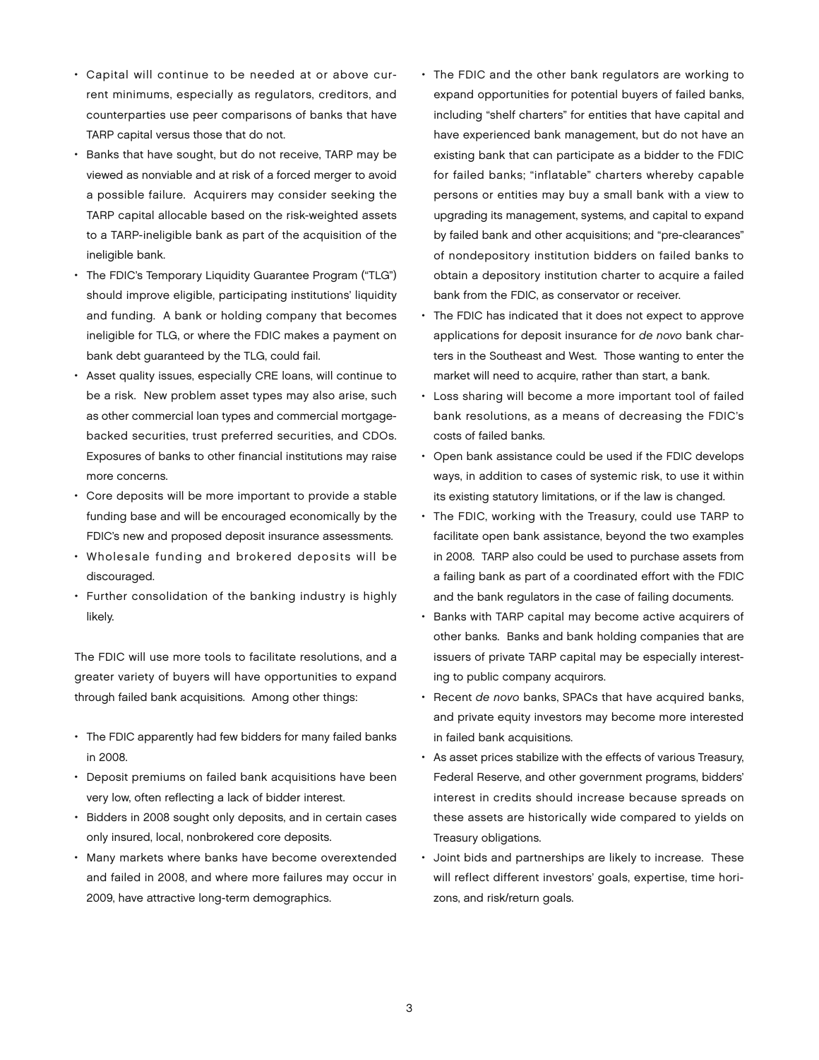- Capital will continue to be needed at or above current minimums, especially as regulators, creditors, and counterparties use peer comparisons of banks that have TARP capital versus those that do not.
- Banks that have sought, but do not receive, TARP may be viewed as nonviable and at risk of a forced merger to avoid a possible failure. Acquirers may consider seeking the TARP capital allocable based on the risk-weighted assets to a TARP-ineligible bank as part of the acquisition of the ineligible bank.
- The FDIC's Temporary Liquidity Guarantee Program ("TLG") should improve eligible, participating institutions' liquidity and funding. A bank or holding company that becomes ineligible for TLG, or where the FDIC makes a payment on bank debt guaranteed by the TLG, could fail.
- Asset quality issues, especially CRE loans, will continue to be a risk. New problem asset types may also arise, such as other commercial loan types and commercial mortgage-backed securities, trust preferred securities, and CDOs. Exposures of banks to other financial institutions may raise more concerns.
- Core deposits will be more important to provide a stable funding base and will be encouraged economically by the FDIC's new and proposed deposit insurance assessments.
- Wholesale funding and brokered deposits will be discouraged.
- Further consolidation of the banking industry is highly likely.

The FDIC will use more tools to facilitate resolutions, and a greater variety of buyers will have opportunities to expand through failed bank acquisitions. Among other things:

- The FDIC apparently had few bidders for many failed banks in 2008.
- Deposit premiums on failed bank acquisitions have been very low, often reflecting a lack of bidder interest.
- Bidders in 2008 sought only deposits, and in certain cases only insured, local, nonbrokered core deposits.
- Many markets where banks have become overextended and failed in 2008, and where more failures may occur in 2009, have attractive long-term demographics.
- The FDIC and the other bank regulators are working to expand opportunities for potential buyers of failed banks, including "shelf charters" for entities that have capital and have experienced bank management, but do not have an existing bank that can participate as a bidder to the FDIC for failed banks; "inflatable" charters whereby capable persons or entities may buy a small bank with a view to upgrading its management, systems, and capital to expand by failed bank and other acquisitions; and "pre-clearances" of nondepository institution bidders on failed banks to obtain a depository institution charter to acquire a failed bank from the FDIC, as conservator or receiver.
- The FDIC has indicated that it does not expect to approve applications for deposit insurance for *de novo* bank charters in the Southeast and West. Those wanting to enter the market will need to acquire, rather than start, a bank.
- Loss sharing will become a more important tool of failed bank resolutions, as a means of decreasing the FDIC's costs of failed banks.
- Open bank assistance could be used if the FDIC develops ways, in addition to cases of systemic risk, to use it within its existing statutory limitations, or if the law is changed.
- The FDIC, working with the Treasury, could use TARP to facilitate open bank assistance, beyond the two examples in 2008. TARP also could be used to purchase assets from a failing bank as part of a coordinated effort with the FDIC and the bank regulators in the case of failing documents.
- Banks with TARP capital may become active acquirers of other banks. Banks and bank holding companies that are issuers of private TARP capital may be especially interesting to public company acquirors.
- Recent *de novo* banks, SPACs that have acquired banks, and private equity investors may become more interested in failed bank acquisitions.
- As asset prices stabilize with the effects of various Treasury, Federal Reserve, and other government programs, bidders' interest in credits should increase because spreads on these assets are historically wide compared to yields on Treasury obligations.
- Joint bids and partnerships are likely to increase. These will reflect different investors' goals, expertise, time horizons, and risk/return goals.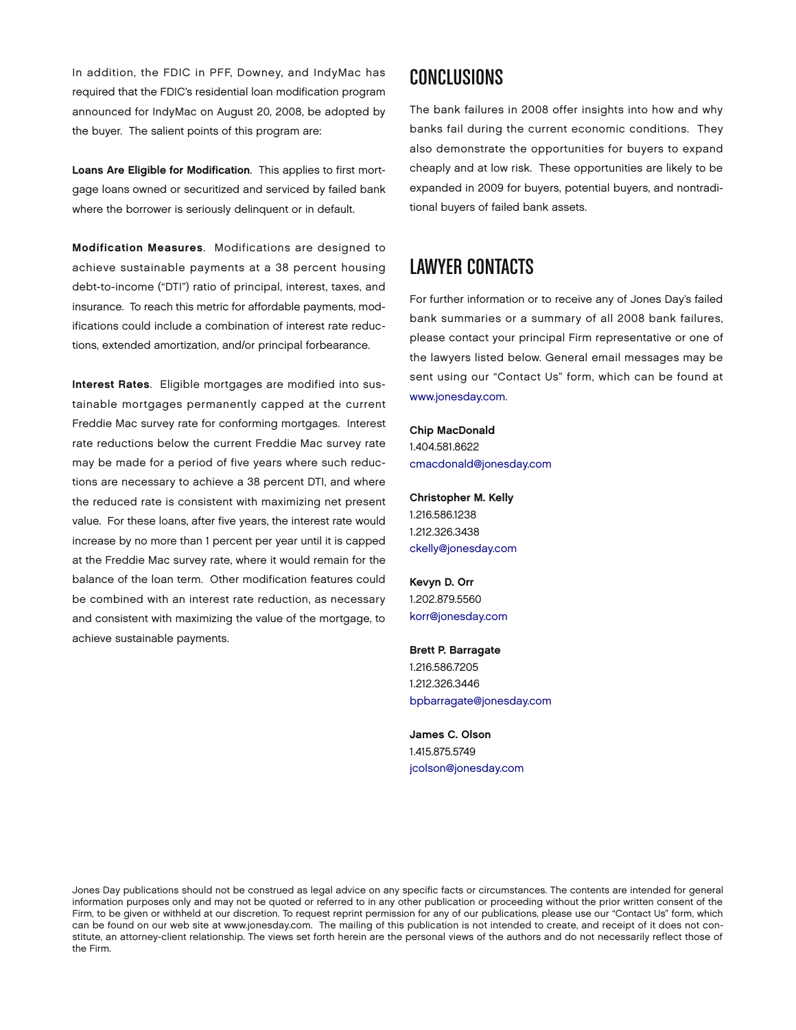In addition, the FDIC in PFF, Downey, and IndyMac has required that the FDIC's residential loan modification program announced for IndyMac on August 20, 2008, be adopted by the buyer. The salient points of this program are:

**Loans Are Eligible for Modification**. This applies to first mortgage loans owned or securitized and serviced by failed bank where the borrower is seriously delinquent or in default.

**Modification Measures**. Modifications are designed to achieve sustainable payments at a 38 percent housing debt-to-income ("DTI") ratio of principal, interest, taxes, and insurance. To reach this metric for affordable payments, modifications could include a combination of interest rate reductions, extended amortization, and/or principal forbearance.

**Interest Rates**. Eligible mortgages are modified into sustainable mortgages permanently capped at the current Freddie Mac survey rate for conforming mortgages. Interest rate reductions below the current Freddie Mac survey rate may be made for a period of five years where such reductions are necessary to achieve a 38 percent DTI, and where the reduced rate is consistent with maximizing net present value. For these loans, after five years, the interest rate would increase by no more than 1 percent per year until it is capped at the Freddie Mac survey rate, where it would remain for the balance of the loan term. Other modification features could be combined with an interest rate reduction, as necessary and consistent with maximizing the value of the mortgage, to achieve sustainable payments.

## CONCLUSIONS

The bank failures in 2008 offer insights into how and why banks fail during the current economic conditions. They also demonstrate the opportunities for buyers to expand cheaply and at low risk. These opportunities are likely to be expanded in 2009 for buyers, potential buyers, and nontraditional buyers of failed bank assets.

## LAWYER CONTACTS

For further information or to receive any of Jones Day's failed bank summaries or a summary of all 2008 bank failures, please contact your principal Firm representative or one of the lawyers listed below. General email messages may be sent using our "Contact Us" form, which can be found at www.jonesday.com.

**Chip MacDonald**
1.404.581.8622
cmacdonald@jonesday.com

**Christopher M. Kelly**
1.216.586.1238
1.212.326.3438
ckelly@jonesday.com

**Kevyn D. Orr**
1.202.879.5560
korr@jonesday.com

**Brett P. Barragate**
1.216.586.7205
1.212.326.3446
bpbarragate@jonesday.com

**James C. Olson**
1.415.875.5749
jcolson@jonesday.com

Jones Day publications should not be construed as legal advice on any specific facts or circumstances. The contents are intended for general information purposes only and may not be quoted or referred to in any other publication or proceeding without the prior written consent of the Firm, to be given or withheld at our discretion. To request reprint permission for any of our publications, please use our "Contact Us" form, which can be found on our web site at www.jonesday.com. The mailing of this publication is not intended to create, and receipt of it does not constitute, an attorney-client relationship. The views set forth herein are the personal views of the authors and do not necessarily reflect those of the Firm.